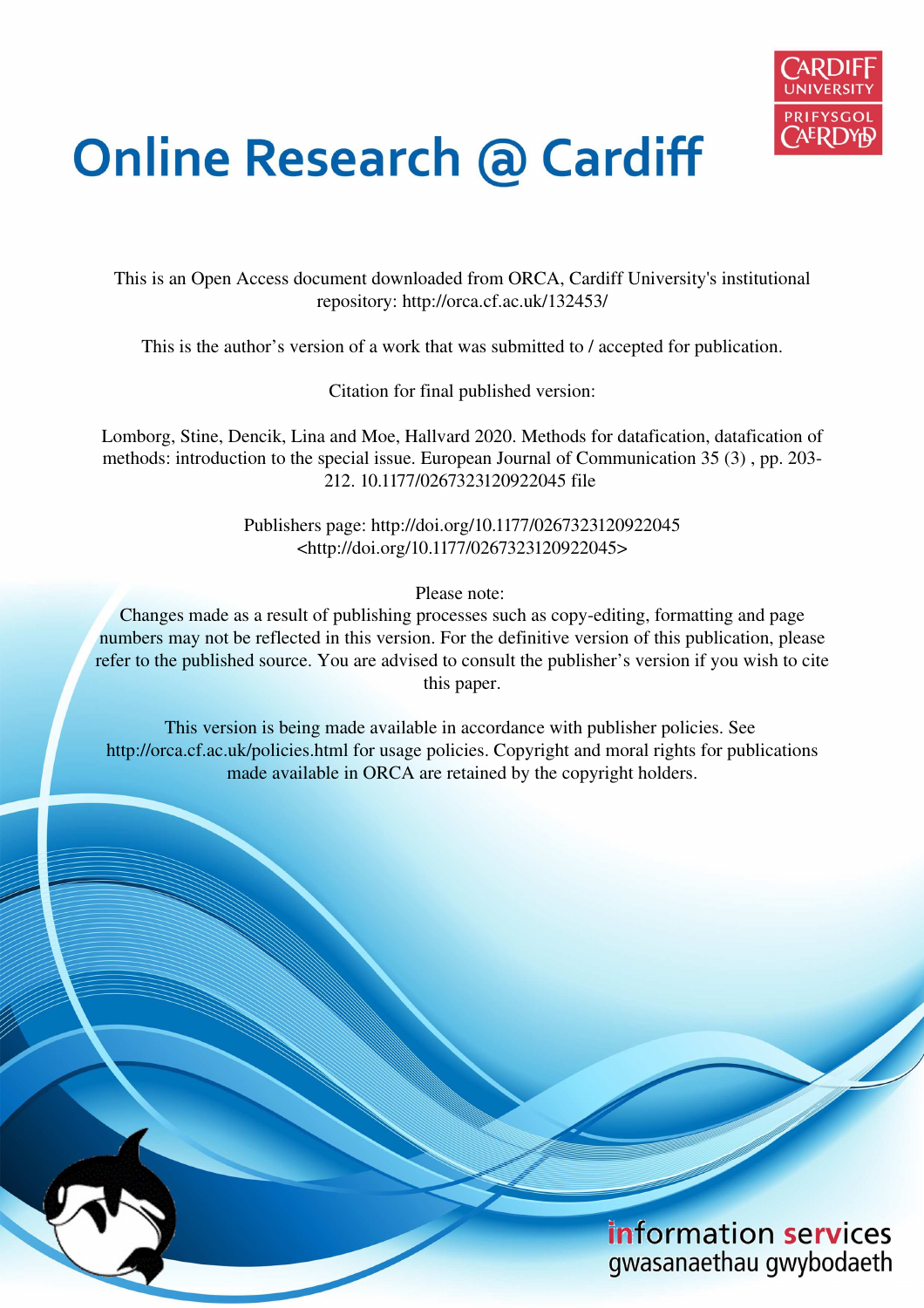# Online Research @ Cardiff

This is an Open Access document downloaded from ORCA, Cardiff University's institutional repository: http://orca.cf.ac.uk/132453/

This is the author's version of a work that was submitted to / accepted for publication.

Citation for final published version:

Lomborg, Stine, Dencik, Lina and Moe, Hallvard 2020. Methods for datafication, datafication of methods: introduction to the special issue. European Journal of Communication 35 (3) , pp. 203-212. 10.1177/0267323120922045 file

Publishers page: http://doi.org/10.1177/0267323120922045 <http://doi.org/10.1177/0267323120922045>

Please note:
Changes made as a result of publishing processes such as copy-editing, formatting and page numbers may not be reflected in this version. For the definitive version of this publication, please refer to the published source. You are advised to consult the publisher's version if you wish to cite this paper.

This version is being made available in accordance with publisher policies. See http://orca.cf.ac.uk/policies.html for usage policies. Copyright and moral rights for publications made available in ORCA are retained by the copyright holders.

information services
gwasanaethau gwybodaeth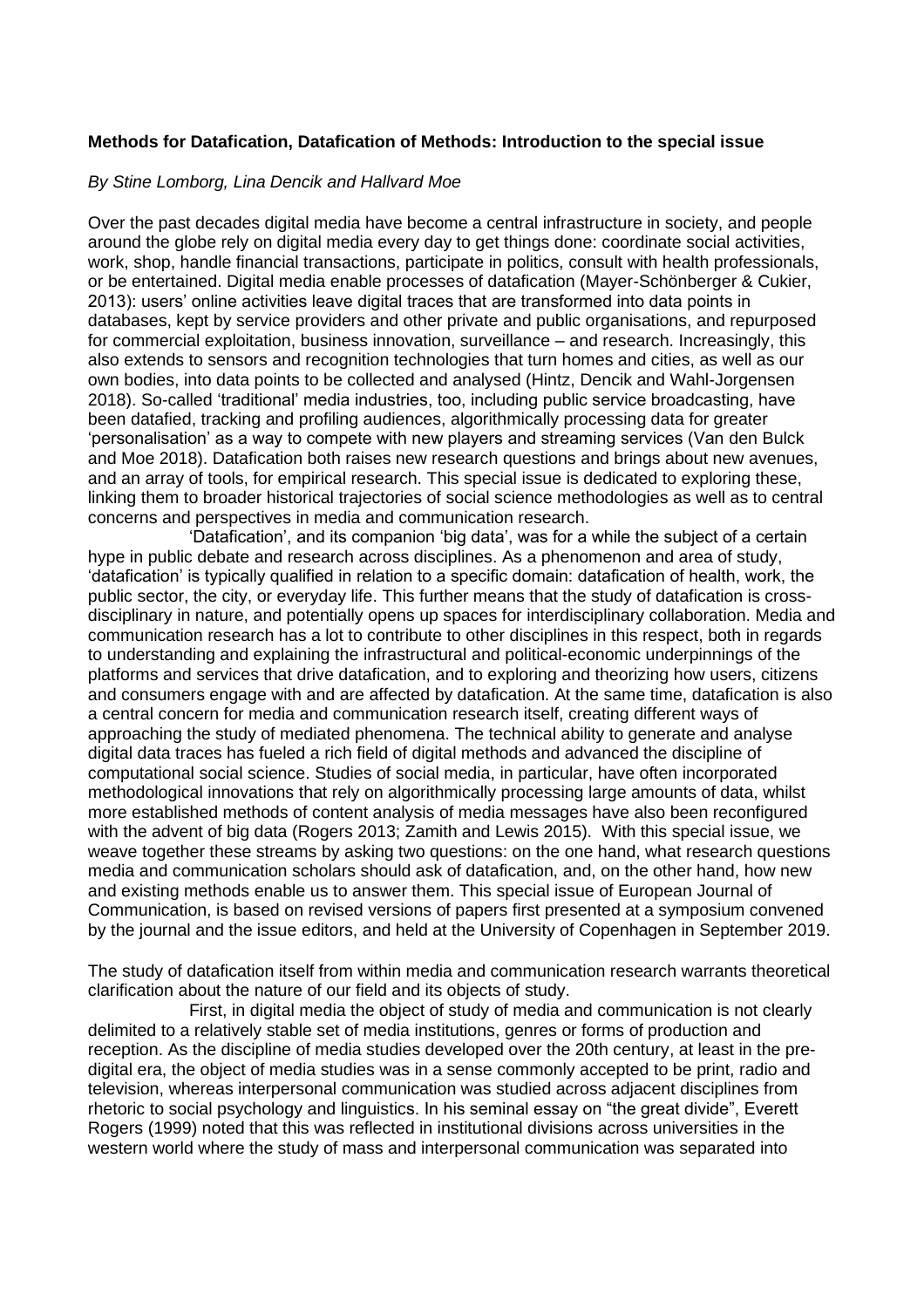**Methods for Datafication, Datafication of Methods: Introduction to the special issue**

*By Stine Lomborg, Lina Dencik and Hallvard Moe*

Over the past decades digital media have become a central infrastructure in society, and people around the globe rely on digital media every day to get things done: coordinate social activities, work, shop, handle financial transactions, participate in politics, consult with health professionals, or be entertained. Digital media enable processes of datafication (Mayer-Schönberger & Cukier, 2013): users' online activities leave digital traces that are transformed into data points in databases, kept by service providers and other private and public organisations, and repurposed for commercial exploitation, business innovation, surveillance – and research. Increasingly, this also extends to sensors and recognition technologies that turn homes and cities, as well as our own bodies, into data points to be collected and analysed (Hintz, Dencik and Wahl-Jorgensen 2018). So-called 'traditional' media industries, too, including public service broadcasting, have been datafied, tracking and profiling audiences, algorithmically processing data for greater 'personalisation' as a way to compete with new players and streaming services (Van den Bulck and Moe 2018). Datafication both raises new research questions and brings about new avenues, and an array of tools, for empirical research. This special issue is dedicated to exploring these, linking them to broader historical trajectories of social science methodologies as well as to central concerns and perspectives in media and communication research.

'Datafication', and its companion 'big data', was for a while the subject of a certain hype in public debate and research across disciplines. As a phenomenon and area of study, 'datafication' is typically qualified in relation to a specific domain: datafication of health, work, the public sector, the city, or everyday life. This further means that the study of datafication is cross-disciplinary in nature, and potentially opens up spaces for interdisciplinary collaboration. Media and communication research has a lot to contribute to other disciplines in this respect, both in regards to understanding and explaining the infrastructural and political-economic underpinnings of the platforms and services that drive datafication, and to exploring and theorizing how users, citizens and consumers engage with and are affected by datafication. At the same time, datafication is also a central concern for media and communication research itself, creating different ways of approaching the study of mediated phenomena. The technical ability to generate and analyse digital data traces has fueled a rich field of digital methods and advanced the discipline of computational social science. Studies of social media, in particular, have often incorporated methodological innovations that rely on algorithmically processing large amounts of data, whilst more established methods of content analysis of media messages have also been reconfigured with the advent of big data (Rogers 2013; Zamith and Lewis 2015). With this special issue, we weave together these streams by asking two questions: on the one hand, what research questions media and communication scholars should ask of datafication, and, on the other hand, how new and existing methods enable us to answer them. This special issue of European Journal of Communication, is based on revised versions of papers first presented at a symposium convened by the journal and the issue editors, and held at the University of Copenhagen in September 2019.

The study of datafication itself from within media and communication research warrants theoretical clarification about the nature of our field and its objects of study.

First, in digital media the object of study of media and communication is not clearly delimited to a relatively stable set of media institutions, genres or forms of production and reception. As the discipline of media studies developed over the 20th century, at least in the pre-digital era, the object of media studies was in a sense commonly accepted to be print, radio and television, whereas interpersonal communication was studied across adjacent disciplines from rhetoric to social psychology and linguistics. In his seminal essay on "the great divide", Everett Rogers (1999) noted that this was reflected in institutional divisions across universities in the western world where the study of mass and interpersonal communication was separated into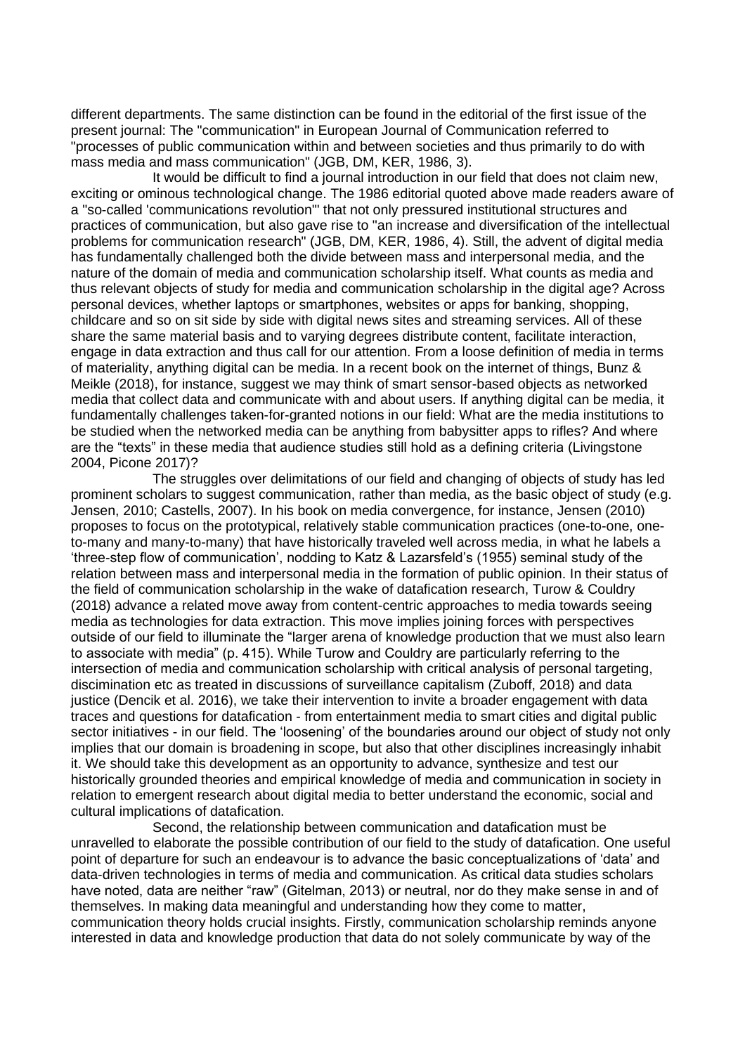different departments. The same distinction can be found in the editorial of the first issue of the present journal: The "communication" in European Journal of Communication referred to "processes of public communication within and between societies and thus primarily to do with mass media and mass communication" (JGB, DM, KER, 1986, 3).

It would be difficult to find a journal introduction in our field that does not claim new, exciting or ominous technological change. The 1986 editorial quoted above made readers aware of a "so-called 'communications revolution'" that not only pressured institutional structures and practices of communication, but also gave rise to "an increase and diversification of the intellectual problems for communication research" (JGB, DM, KER, 1986, 4). Still, the advent of digital media has fundamentally challenged both the divide between mass and interpersonal media, and the nature of the domain of media and communication scholarship itself. What counts as media and thus relevant objects of study for media and communication scholarship in the digital age? Across personal devices, whether laptops or smartphones, websites or apps for banking, shopping, childcare and so on sit side by side with digital news sites and streaming services. All of these share the same material basis and to varying degrees distribute content, facilitate interaction, engage in data extraction and thus call for our attention. From a loose definition of media in terms of materiality, anything digital can be media. In a recent book on the internet of things, Bunz & Meikle (2018), for instance, suggest we may think of smart sensor-based objects as networked media that collect data and communicate with and about users. If anything digital can be media, it fundamentally challenges taken-for-granted notions in our field: What are the media institutions to be studied when the networked media can be anything from babysitter apps to rifles? And where are the "texts" in these media that audience studies still hold as a defining criteria (Livingstone 2004, Picone 2017)?

The struggles over delimitations of our field and changing of objects of study has led prominent scholars to suggest communication, rather than media, as the basic object of study (e.g. Jensen, 2010; Castells, 2007). In his book on media convergence, for instance, Jensen (2010) proposes to focus on the prototypical, relatively stable communication practices (one-to-one, one-to-many and many-to-many) that have historically traveled well across media, in what he labels a 'three-step flow of communication', nodding to Katz & Lazarsfeld's (1955) seminal study of the relation between mass and interpersonal media in the formation of public opinion. In their status of the field of communication scholarship in the wake of datafication research, Turow & Couldry (2018) advance a related move away from content-centric approaches to media towards seeing media as technologies for data extraction. This move implies joining forces with perspectives outside of our field to illuminate the "larger arena of knowledge production that we must also learn to associate with media" (p. 415). While Turow and Couldry are particularly referring to the intersection of media and communication scholarship with critical analysis of personal targeting, discimination etc as treated in discussions of surveillance capitalism (Zuboff, 2018) and data justice (Dencik et al. 2016), we take their intervention to invite a broader engagement with data traces and questions for datafication - from entertainment media to smart cities and digital public sector initiatives - in our field. The 'loosening' of the boundaries around our object of study not only implies that our domain is broadening in scope, but also that other disciplines increasingly inhabit it. We should take this development as an opportunity to advance, synthesize and test our historically grounded theories and empirical knowledge of media and communication in society in relation to emergent research about digital media to better understand the economic, social and cultural implications of datafication.

Second, the relationship between communication and datafication must be unravelled to elaborate the possible contribution of our field to the study of datafication. One useful point of departure for such an endeavour is to advance the basic conceptualizations of 'data' and data-driven technologies in terms of media and communication. As critical data studies scholars have noted, data are neither "raw" (Gitelman, 2013) or neutral, nor do they make sense in and of themselves. In making data meaningful and understanding how they come to matter, communication theory holds crucial insights. Firstly, communication scholarship reminds anyone interested in data and knowledge production that data do not solely communicate by way of the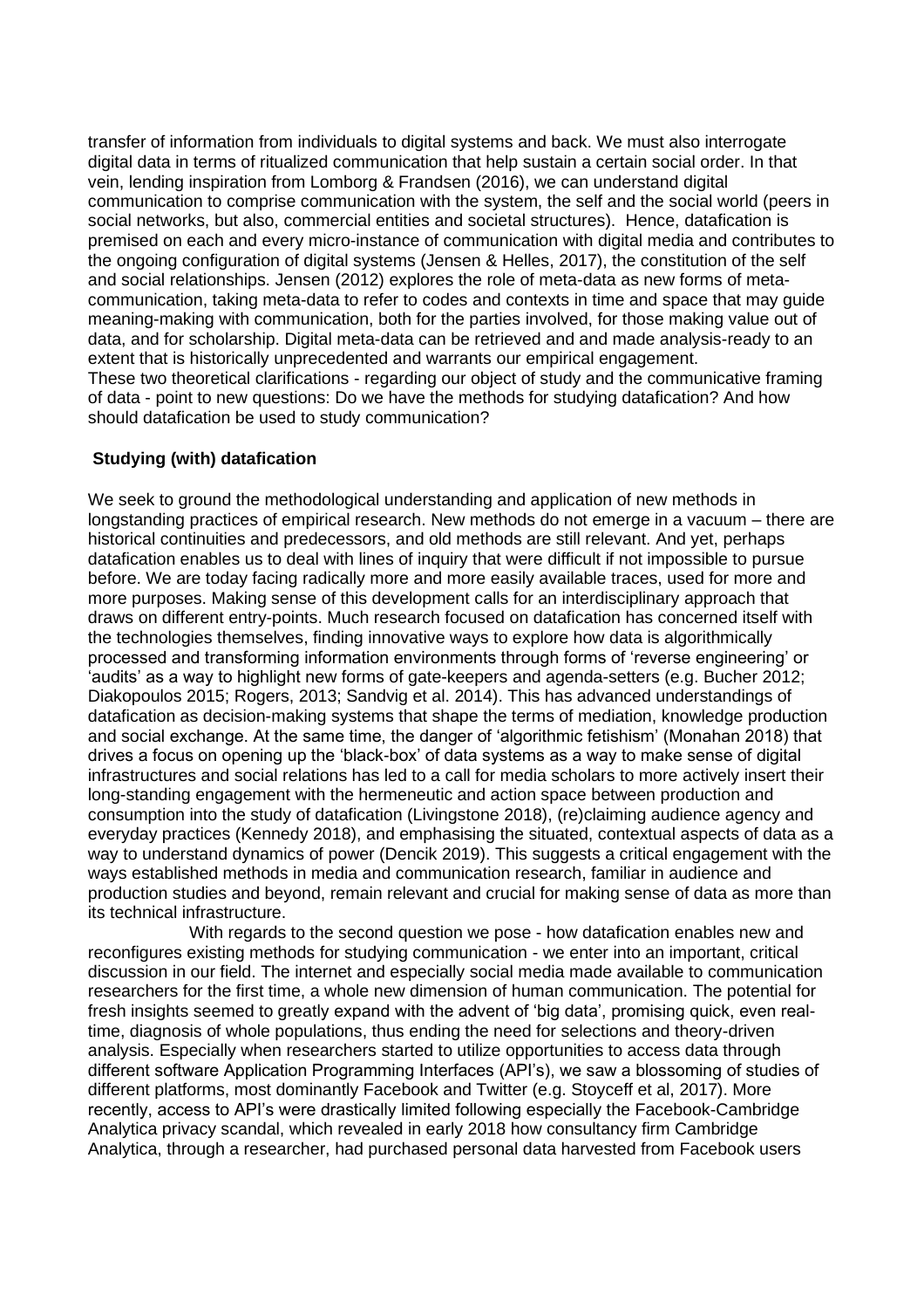transfer of information from individuals to digital systems and back. We must also interrogate digital data in terms of ritualized communication that help sustain a certain social order. In that vein, lending inspiration from Lomborg & Frandsen (2016), we can understand digital communication to comprise communication with the system, the self and the social world (peers in social networks, but also, commercial entities and societal structures). Hence, datafication is premised on each and every micro-instance of communication with digital media and contributes to the ongoing configuration of digital systems (Jensen & Helles, 2017), the constitution of the self and social relationships. Jensen (2012) explores the role of meta-data as new forms of meta-communication, taking meta-data to refer to codes and contexts in time and space that may guide meaning-making with communication, both for the parties involved, for those making value out of data, and for scholarship. Digital meta-data can be retrieved and and made analysis-ready to an extent that is historically unprecedented and warrants our empirical engagement.
These two theoretical clarifications - regarding our object of study and the communicative framing of data - point to new questions: Do we have the methods for studying datafication? And how should datafication be used to study communication?

## Studying (with) datafication

We seek to ground the methodological understanding and application of new methods in longstanding practices of empirical research. New methods do not emerge in a vacuum – there are historical continuities and predecessors, and old methods are still relevant. And yet, perhaps datafication enables us to deal with lines of inquiry that were difficult if not impossible to pursue before. We are today facing radically more and more easily available traces, used for more and more purposes. Making sense of this development calls for an interdisciplinary approach that draws on different entry-points. Much research focused on datafication has concerned itself with the technologies themselves, finding innovative ways to explore how data is algorithmically processed and transforming information environments through forms of 'reverse engineering' or 'audits' as a way to highlight new forms of gate-keepers and agenda-setters (e.g. Bucher 2012; Diakopoulos 2015; Rogers, 2013; Sandvig et al. 2014). This has advanced understandings of datafication as decision-making systems that shape the terms of mediation, knowledge production and social exchange. At the same time, the danger of 'algorithmic fetishism' (Monahan 2018) that drives a focus on opening up the 'black-box' of data systems as a way to make sense of digital infrastructures and social relations has led to a call for media scholars to more actively insert their long-standing engagement with the hermeneutic and action space between production and consumption into the study of datafication (Livingstone 2018), (re)claiming audience agency and everyday practices (Kennedy 2018), and emphasising the situated, contextual aspects of data as a way to understand dynamics of power (Dencik 2019). This suggests a critical engagement with the ways established methods in media and communication research, familiar in audience and production studies and beyond, remain relevant and crucial for making sense of data as more than its technical infrastructure.

With regards to the second question we pose - how datafication enables new and reconfigures existing methods for studying communication - we enter into an important, critical discussion in our field. The internet and especially social media made available to communication researchers for the first time, a whole new dimension of human communication. The potential for fresh insights seemed to greatly expand with the advent of 'big data', promising quick, even real-time, diagnosis of whole populations, thus ending the need for selections and theory-driven analysis. Especially when researchers started to utilize opportunities to access data through different software Application Programming Interfaces (API's), we saw a blossoming of studies of different platforms, most dominantly Facebook and Twitter (e.g. Stoyceff et al, 2017). More recently, access to API's were drastically limited following especially the Facebook-Cambridge Analytica privacy scandal, which revealed in early 2018 how consultancy firm Cambridge Analytica, through a researcher, had purchased personal data harvested from Facebook users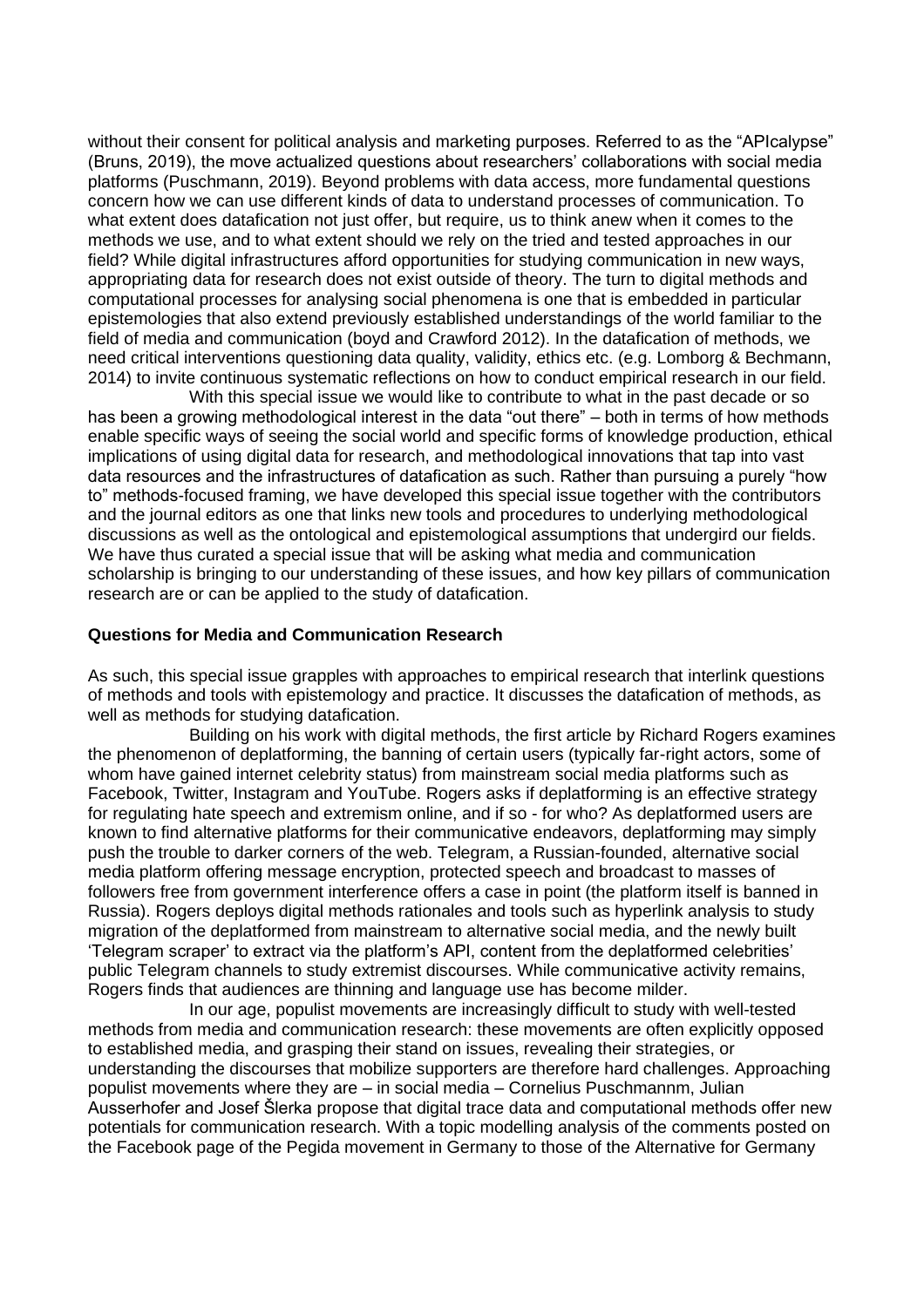without their consent for political analysis and marketing purposes. Referred to as the "APIcalypse" (Bruns, 2019), the move actualized questions about researchers' collaborations with social media platforms (Puschmann, 2019). Beyond problems with data access, more fundamental questions concern how we can use different kinds of data to understand processes of communication. To what extent does datafication not just offer, but require, us to think anew when it comes to the methods we use, and to what extent should we rely on the tried and tested approaches in our field? While digital infrastructures afford opportunities for studying communication in new ways, appropriating data for research does not exist outside of theory. The turn to digital methods and computational processes for analysing social phenomena is one that is embedded in particular epistemologies that also extend previously established understandings of the world familiar to the field of media and communication (boyd and Crawford 2012). In the datafication of methods, we need critical interventions questioning data quality, validity, ethics etc. (e.g. Lomborg & Bechmann, 2014) to invite continuous systematic reflections on how to conduct empirical research in our field.

With this special issue we would like to contribute to what in the past decade or so has been a growing methodological interest in the data "out there" – both in terms of how methods enable specific ways of seeing the social world and specific forms of knowledge production, ethical implications of using digital data for research, and methodological innovations that tap into vast data resources and the infrastructures of datafication as such. Rather than pursuing a purely "how to" methods-focused framing, we have developed this special issue together with the contributors and the journal editors as one that links new tools and procedures to underlying methodological discussions as well as the ontological and epistemological assumptions that undergird our fields. We have thus curated a special issue that will be asking what media and communication scholarship is bringing to our understanding of these issues, and how key pillars of communication research are or can be applied to the study of datafication.

**Questions for Media and Communication Research**

As such, this special issue grapples with approaches to empirical research that interlink questions of methods and tools with epistemology and practice. It discusses the datafication of methods, as well as methods for studying datafication.

Building on his work with digital methods, the first article by Richard Rogers examines the phenomenon of deplatforming, the banning of certain users (typically far-right actors, some of whom have gained internet celebrity status) from mainstream social media platforms such as Facebook, Twitter, Instagram and YouTube. Rogers asks if deplatforming is an effective strategy for regulating hate speech and extremism online, and if so - for who? As deplatformed users are known to find alternative platforms for their communicative endeavors, deplatforming may simply push the trouble to darker corners of the web. Telegram, a Russian-founded, alternative social media platform offering message encryption, protected speech and broadcast to masses of followers free from government interference offers a case in point (the platform itself is banned in Russia). Rogers deploys digital methods rationales and tools such as hyperlink analysis to study migration of the deplatformed from mainstream to alternative social media, and the newly built 'Telegram scraper' to extract via the platform's API, content from the deplatformed celebrities' public Telegram channels to study extremist discourses. While communicative activity remains, Rogers finds that audiences are thinning and language use has become milder.

In our age, populist movements are increasingly difficult to study with well-tested methods from media and communication research: these movements are often explicitly opposed to established media, and grasping their stand on issues, revealing their strategies, or understanding the discourses that mobilize supporters are therefore hard challenges. Approaching populist movements where they are – in social media – Cornelius Puschmannm, Julian Ausserhofer and Josef Šlerka propose that digital trace data and computational methods offer new potentials for communication research. With a topic modelling analysis of the comments posted on the Facebook page of the Pegida movement in Germany to those of the Alternative for Germany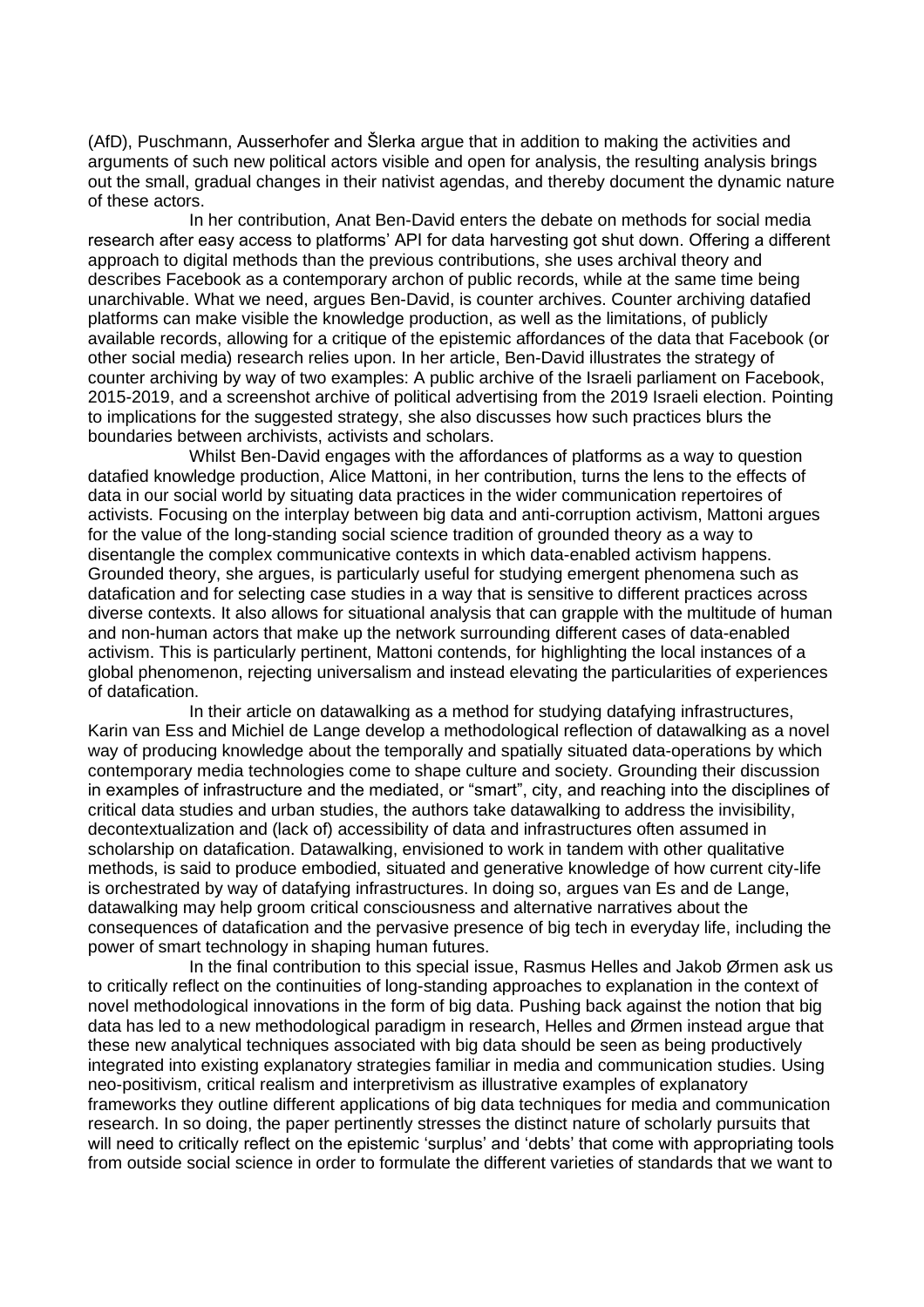(AfD), Puschmann, Ausserhofer and Šlerka argue that in addition to making the activities and arguments of such new political actors visible and open for analysis, the resulting analysis brings out the small, gradual changes in their nativist agendas, and thereby document the dynamic nature of these actors.

In her contribution, Anat Ben-David enters the debate on methods for social media research after easy access to platforms' API for data harvesting got shut down. Offering a different approach to digital methods than the previous contributions, she uses archival theory and describes Facebook as a contemporary archon of public records, while at the same time being unarchivable. What we need, argues Ben-David, is counter archives. Counter archiving datafied platforms can make visible the knowledge production, as well as the limitations, of publicly available records, allowing for a critique of the epistemic affordances of the data that Facebook (or other social media) research relies upon. In her article, Ben-David illustrates the strategy of counter archiving by way of two examples: A public archive of the Israeli parliament on Facebook, 2015-2019, and a screenshot archive of political advertising from the 2019 Israeli election. Pointing to implications for the suggested strategy, she also discusses how such practices blurs the boundaries between archivists, activists and scholars.

Whilst Ben-David engages with the affordances of platforms as a way to question datafied knowledge production, Alice Mattoni, in her contribution, turns the lens to the effects of data in our social world by situating data practices in the wider communication repertoires of activists. Focusing on the interplay between big data and anti-corruption activism, Mattoni argues for the value of the long-standing social science tradition of grounded theory as a way to disentangle the complex communicative contexts in which data-enabled activism happens. Grounded theory, she argues, is particularly useful for studying emergent phenomena such as datafication and for selecting case studies in a way that is sensitive to different practices across diverse contexts. It also allows for situational analysis that can grapple with the multitude of human and non-human actors that make up the network surrounding different cases of data-enabled activism. This is particularly pertinent, Mattoni contends, for highlighting the local instances of a global phenomenon, rejecting universalism and instead elevating the particularities of experiences of datafication.

In their article on datawalking as a method for studying datafying infrastructures, Karin van Ess and Michiel de Lange develop a methodological reflection of datawalking as a novel way of producing knowledge about the temporally and spatially situated data-operations by which contemporary media technologies come to shape culture and society. Grounding their discussion in examples of infrastructure and the mediated, or "smart", city, and reaching into the disciplines of critical data studies and urban studies, the authors take datawalking to address the invisibility, decontextualization and (lack of) accessibility of data and infrastructures often assumed in scholarship on datafication. Datawalking, envisioned to work in tandem with other qualitative methods, is said to produce embodied, situated and generative knowledge of how current city-life is orchestrated by way of datafying infrastructures. In doing so, argues van Es and de Lange, datawalking may help groom critical consciousness and alternative narratives about the consequences of datafication and the pervasive presence of big tech in everyday life, including the power of smart technology in shaping human futures.

In the final contribution to this special issue, Rasmus Helles and Jakob Ørmen ask us to critically reflect on the continuities of long-standing approaches to explanation in the context of novel methodological innovations in the form of big data. Pushing back against the notion that big data has led to a new methodological paradigm in research, Helles and Ørmen instead argue that these new analytical techniques associated with big data should be seen as being productively integrated into existing explanatory strategies familiar in media and communication studies. Using neo-positivism, critical realism and interpretivism as illustrative examples of explanatory frameworks they outline different applications of big data techniques for media and communication research. In so doing, the paper pertinently stresses the distinct nature of scholarly pursuits that will need to critically reflect on the epistemic 'surplus' and 'debts' that come with appropriating tools from outside social science in order to formulate the different varieties of standards that we want to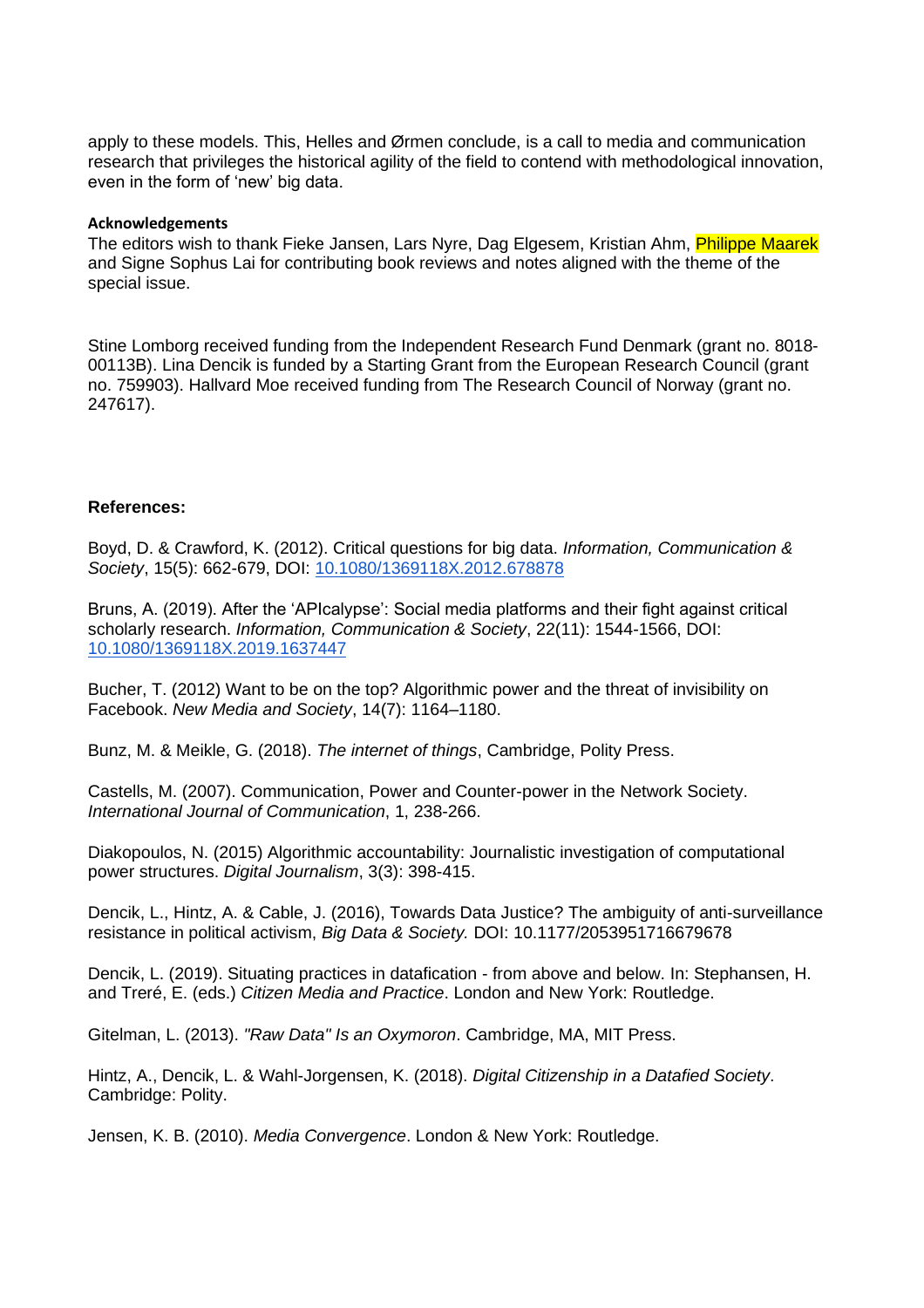apply to these models. This, Helles and Ørmen conclude, is a call to media and communication research that privileges the historical agility of the field to contend with methodological innovation, even in the form of 'new' big data.

**Acknowledgements**

The editors wish to thank Fieke Jansen, Lars Nyre, Dag Elgesem, Kristian Ahm, Philippe Maarek and Signe Sophus Lai for contributing book reviews and notes aligned with the theme of the special issue.

Stine Lomborg received funding from the Independent Research Fund Denmark (grant no. 8018-00113B). Lina Dencik is funded by a Starting Grant from the European Research Council (grant no. 759903). Hallvard Moe received funding from The Research Council of Norway (grant no. 247617).

**References:**

Boyd, D. & Crawford, K. (2012). Critical questions for big data. *Information, Communication & Society*, 15(5): 662-679, DOI: 10.1080/1369118X.2012.678878

Bruns, A. (2019). After the 'APIcalypse': Social media platforms and their fight against critical scholarly research. *Information, Communication & Society*, 22(11): 1544-1566, DOI: 10.1080/1369118X.2019.1637447

Bucher, T. (2012) Want to be on the top? Algorithmic power and the threat of invisibility on Facebook. *New Media and Society*, 14(7): 1164–1180.

Bunz, M. & Meikle, G. (2018). *The internet of things*, Cambridge, Polity Press.

Castells, M. (2007). Communication, Power and Counter-power in the Network Society. *International Journal of Communication*, 1, 238-266.

Diakopoulos, N. (2015) Algorithmic accountability: Journalistic investigation of computational power structures. *Digital Journalism*, 3(3): 398-415.

Dencik, L., Hintz, A. & Cable, J. (2016), Towards Data Justice? The ambiguity of anti-surveillance resistance in political activism, *Big Data & Society.* DOI: 10.1177/2053951716679678

Dencik, L. (2019). Situating practices in datafication - from above and below. In: Stephansen, H. and Treré, E. (eds.) *Citizen Media and Practice*. London and New York: Routledge.

Gitelman, L. (2013). *"Raw Data" Is an Oxymoron*. Cambridge, MA, MIT Press.

Hintz, A., Dencik, L. & Wahl-Jorgensen, K. (2018). *Digital Citizenship in a Datafied Society*. Cambridge: Polity.

Jensen, K. B. (2010). *Media Convergence*. London & New York: Routledge.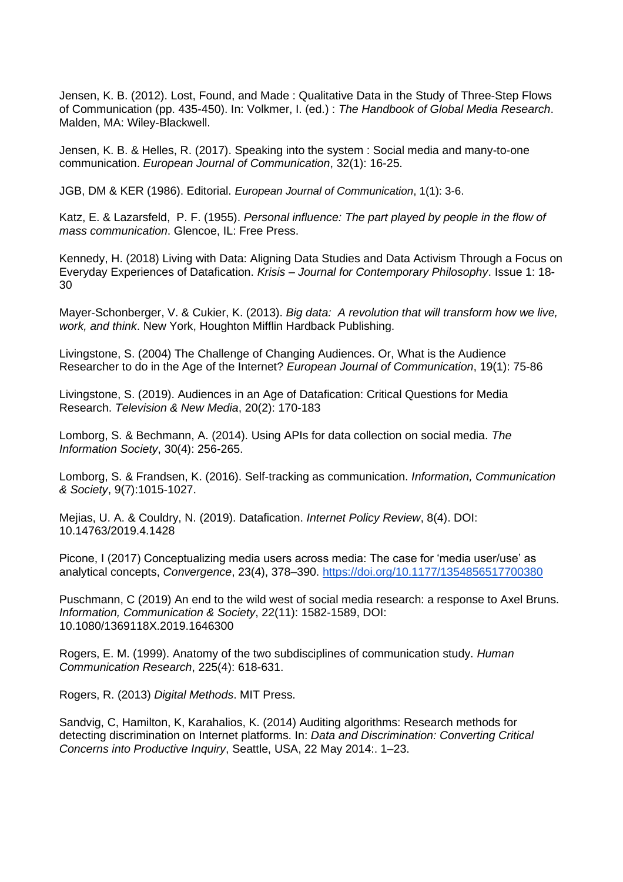Jensen, K. B. (2012). Lost, Found, and Made : Qualitative Data in the Study of Three-Step Flows of Communication (pp. 435-450). In: Volkmer, I. (ed.) : *The Handbook of Global Media Research*. Malden, MA: Wiley-Blackwell.

Jensen, K. B. & Helles, R. (2017). Speaking into the system : Social media and many-to-one communication. *European Journal of Communication*, 32(1): 16-25.

JGB, DM & KER (1986). Editorial. *European Journal of Communication*, 1(1): 3-6.

Katz, E. & Lazarsfeld, P. F. (1955). *Personal influence: The part played by people in the flow of mass communication*. Glencoe, IL: Free Press.

Kennedy, H. (2018) Living with Data: Aligning Data Studies and Data Activism Through a Focus on Everyday Experiences of Datafication. *Krisis – Journal for Contemporary Philosophy*. Issue 1: 18-30

Mayer-Schonberger, V. & Cukier, K. (2013). *Big data: A revolution that will transform how we live, work, and think*. New York, Houghton Mifflin Hardback Publishing.

Livingstone, S. (2004) The Challenge of Changing Audiences. Or, What is the Audience Researcher to do in the Age of the Internet? *European Journal of Communication*, 19(1): 75-86

Livingstone, S. (2019). Audiences in an Age of Datafication: Critical Questions for Media Research. *Television & New Media*, 20(2): 170-183

Lomborg, S. & Bechmann, A. (2014). Using APIs for data collection on social media. *The Information Society*, 30(4): 256-265.

Lomborg, S. & Frandsen, K. (2016). Self-tracking as communication. *Information, Communication & Society*, 9(7):1015-1027.

Mejias, U. A. & Couldry, N. (2019). Datafication. *Internet Policy Review*, 8(4). DOI: 10.14763/2019.4.1428

Picone, I (2017) Conceptualizing media users across media: The case for 'media user/use' as analytical concepts, *Convergence*, 23(4), 378–390. https://doi.org/10.1177/1354856517700380

Puschmann, C (2019) An end to the wild west of social media research: a response to Axel Bruns. *Information, Communication & Society*, 22(11): 1582-1589, DOI: 10.1080/1369118X.2019.1646300

Rogers, E. M. (1999). Anatomy of the two subdisciplines of communication study. *Human Communication Research*, 225(4): 618-631.

Rogers, R. (2013) *Digital Methods*. MIT Press.

Sandvig, C, Hamilton, K, Karahalios, K. (2014) Auditing algorithms: Research methods for detecting discrimination on Internet platforms. In: *Data and Discrimination: Converting Critical Concerns into Productive Inquiry*, Seattle, USA, 22 May 2014:. 1–23.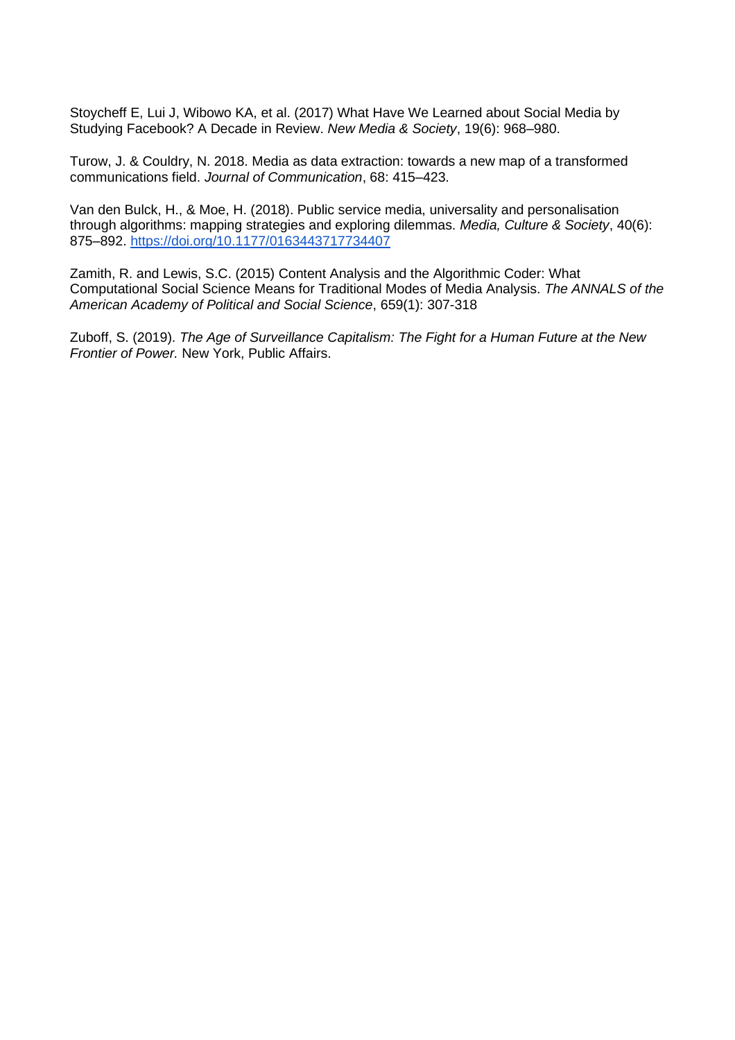Stoycheff E, Lui J, Wibowo KA, et al. (2017) What Have We Learned about Social Media by Studying Facebook? A Decade in Review. *New Media & Society*, 19(6): 968–980.

Turow, J. & Couldry, N. 2018. Media as data extraction: towards a new map of a transformed communications field. *Journal of Communication*, 68: 415–423.

Van den Bulck, H., & Moe, H. (2018). Public service media, universality and personalisation through algorithms: mapping strategies and exploring dilemmas. *Media, Culture & Society*, 40(6): 875–892. https://doi.org/10.1177/0163443717734407

Zamith, R. and Lewis, S.C. (2015) Content Analysis and the Algorithmic Coder: What Computational Social Science Means for Traditional Modes of Media Analysis. *The ANNALS of the American Academy of Political and Social Science*, 659(1): 307-318

Zuboff, S. (2019). *The Age of Surveillance Capitalism: The Fight for a Human Future at the New Frontier of Power.* New York, Public Affairs.